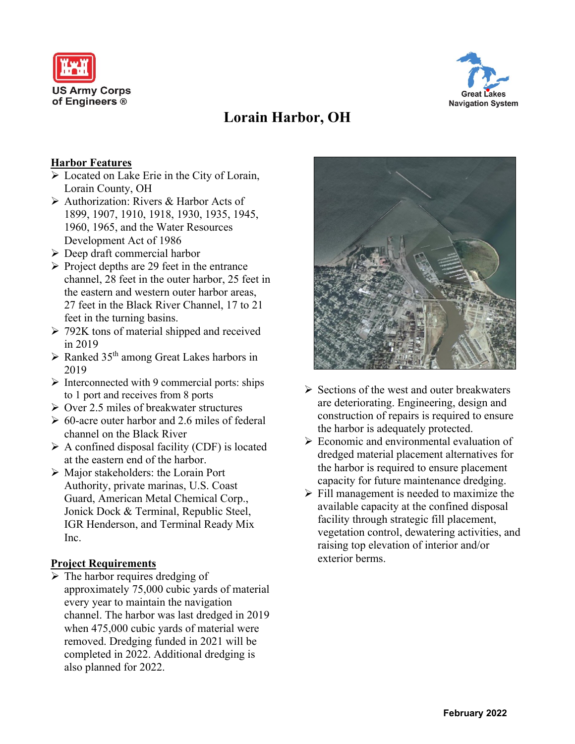US Army Corps of Engineers ®

Great Lakes Navigation System

# Lorain Harbor, OH

## Harbor Features

- Located on Lake Erie in the City of Lorain, Lorain County, OH
- Authorization: Rivers & Harbor Acts of 1899, 1907, 1910, 1918, 1930, 1935, 1945, 1960, 1965, and the Water Resources Development Act of 1986
- Deep draft commercial harbor
- Project depths are 29 feet in the entrance channel, 28 feet in the outer harbor, 25 feet in the eastern and western outer harbor areas, 27 feet in the Black River Channel, 17 to 21 feet in the turning basins.
- 792K tons of material shipped and received in 2019
- Ranked 35th among Great Lakes harbors in 2019
- Interconnected with 9 commercial ports: ships to 1 port and receives from 8 ports
- Over 2.5 miles of breakwater structures
- 60-acre outer harbor and 2.6 miles of federal channel on the Black River
- A confined disposal facility (CDF) is located at the eastern end of the harbor.
- Major stakeholders: the Lorain Port Authority, private marinas, U.S. Coast Guard, American Metal Chemical Corp., Jonick Dock & Terminal, Republic Steel, IGR Henderson, and Terminal Ready Mix Inc.

## Project Requirements

- The harbor requires dredging of approximately 75,000 cubic yards of material every year to maintain the navigation channel. The harbor was last dredged in 2019 when 475,000 cubic yards of material were removed. Dredging funded in 2021 will be completed in 2022. Additional dredging is also planned for 2022.
- Sections of the west and outer breakwaters are deteriorating. Engineering, design and construction of repairs is required to ensure the harbor is adequately protected.
- Economic and environmental evaluation of dredged material placement alternatives for the harbor is required to ensure placement capacity for future maintenance dredging.
- Fill management is needed to maximize the available capacity at the confined disposal facility through strategic fill placement, vegetation control, dewatering activities, and raising top elevation of interior and/or exterior berms.

February 2022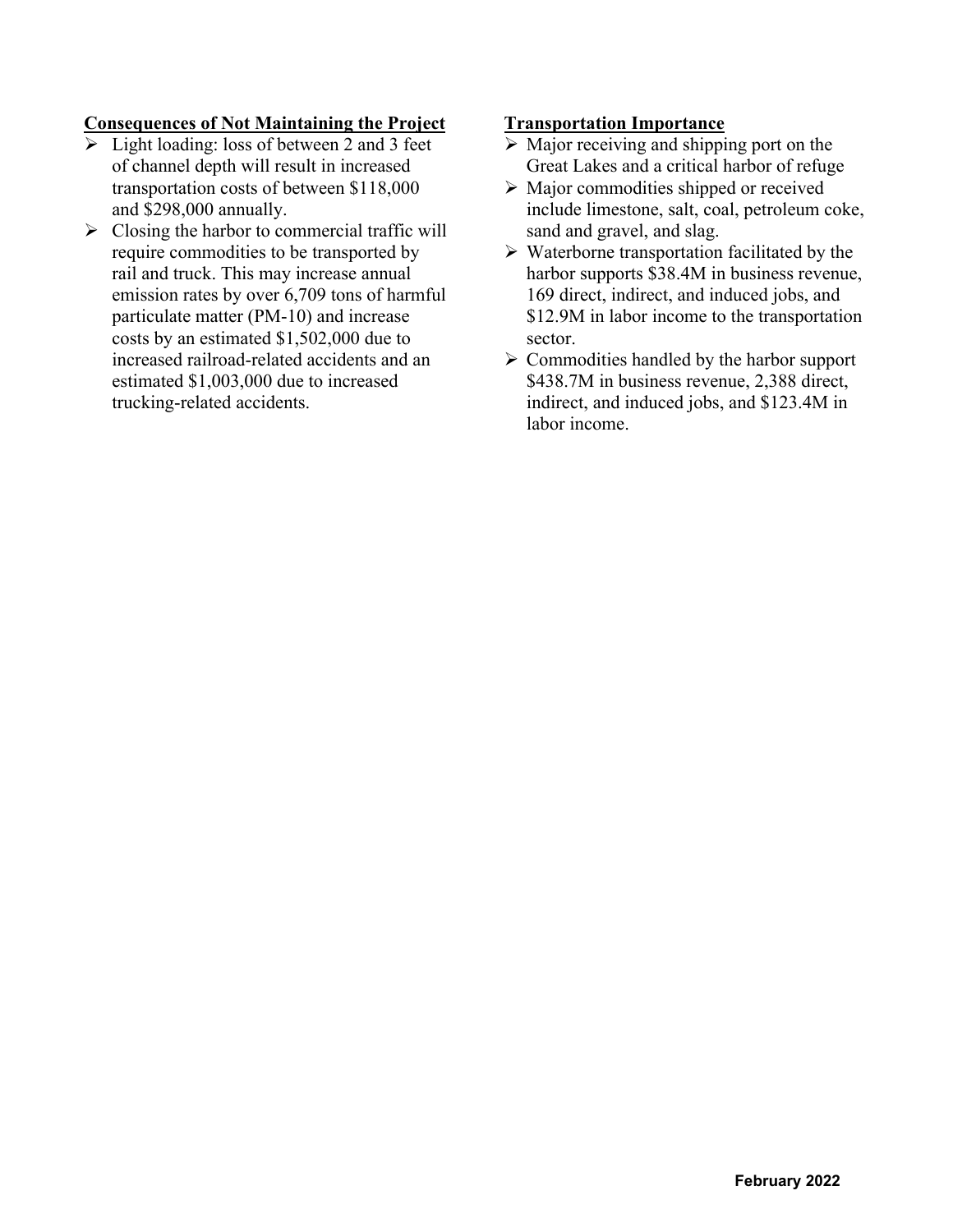**Consequences of Not Maintaining the Project**

- Light loading: loss of between 2 and 3 feet of channel depth will result in increased transportation costs of between $118,000 and $298,000 annually.
- Closing the harbor to commercial traffic will require commodities to be transported by rail and truck. This may increase annual emission rates by over 6,709 tons of harmful particulate matter (PM-10) and increase costs by an estimated $1,502,000 due to increased railroad-related accidents and an estimated $1,003,000 due to increased trucking-related accidents.

**Transportation Importance**

- Major receiving and shipping port on the Great Lakes and a critical harbor of refuge
- Major commodities shipped or received include limestone, salt, coal, petroleum coke, sand and gravel, and slag.
- Waterborne transportation facilitated by the harbor supports $38.4M in business revenue, 169 direct, indirect, and induced jobs, and $12.9M in labor income to the transportation sector.
- Commodities handled by the harbor support $438.7M in business revenue, 2,388 direct, indirect, and induced jobs, and $123.4M in labor income.

February 2022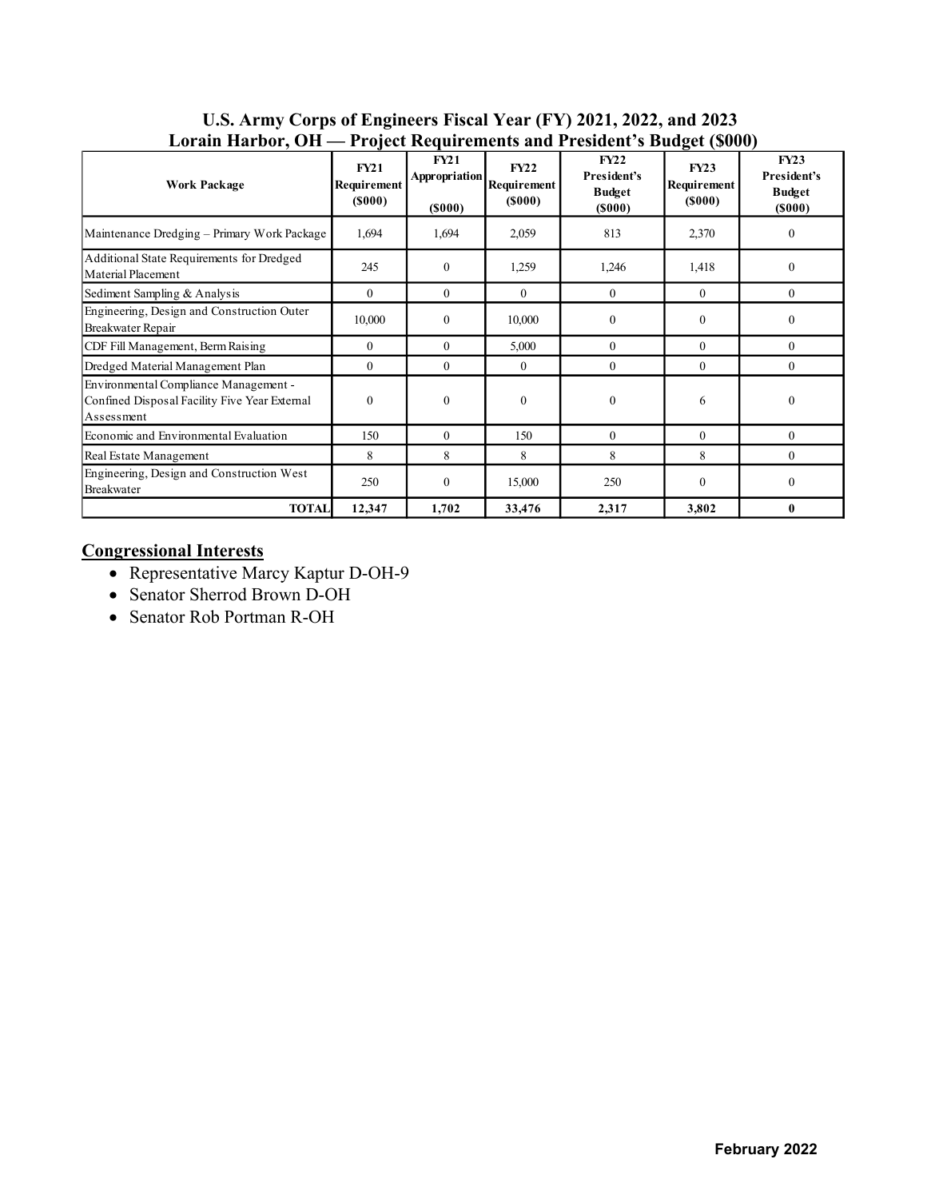## U.S. Army Corps of Engineers Fiscal Year (FY) 2021, 2022, and 2023 Lorain Harbor, OH — Project Requirements and President's Budget ($000)

| Work Package | FY21 Requirement ($000) | FY21 Appropriation ($000) | FY22 Requirement ($000) | FY22 President's Budget ($000) | FY23 Requirement ($000) | FY23 President's Budget ($000) |
|---|---|---|---|---|---|---|
| Maintenance Dredging – Primary Work Package | 1,694 | 1,694 | 2,059 | 813 | 2,370 | 0 |
| Additional State Requirements for Dredged Material Placement | 245 | 0 | 1,259 | 1,246 | 1,418 | 0 |
| Sediment Sampling & Analysis | 0 | 0 | 0 | 0 | 0 | 0 |
| Engineering, Design and Construction Outer Breakwater Repair | 10,000 | 0 | 10,000 | 0 | 0 | 0 |
| CDF Fill Management, Berm Raising | 0 | 0 | 5,000 | 0 | 0 | 0 |
| Dredged Material Management Plan | 0 | 0 | 0 | 0 | 0 | 0 |
| Environmental Compliance Management - Confined Disposal Facility Five Year External Assessment | 0 | 0 | 0 | 0 | 6 | 0 |
| Economic and Environmental Evaluation | 150 | 0 | 150 | 0 | 0 | 0 |
| Real Estate Management | 8 | 8 | 8 | 8 | 8 | 0 |
| Engineering, Design and Construction West Breakwater | 250 | 0 | 15,000 | 250 | 0 | 0 |
| **TOTAL** | **12,347** | **1,702** | **33,476** | **2,317** | **3,802** | **0** |

## Congressional Interests

- Representative Marcy Kaptur D-OH-9
- Senator Sherrod Brown D-OH
- Senator Rob Portman R-OH

February 2022